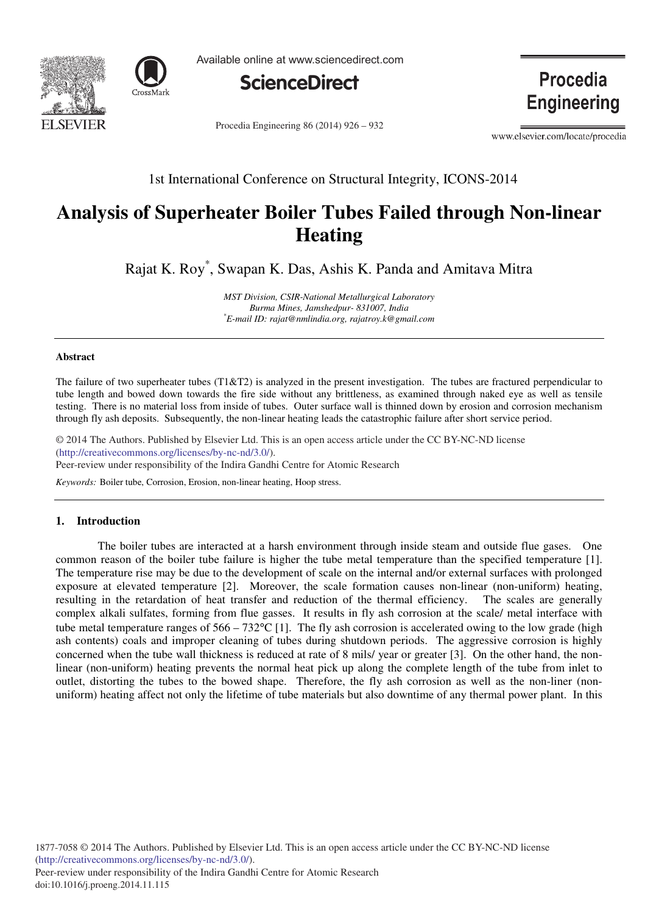1st International Conference on Structural Integrity, ICONS-2014

# Analysis of Superheater Boiler Tubes Failed through Non-linear Heating

Rajat K. Roy*, Swapan K. Das, Ashis K. Panda and Amitava Mitra

*MST Division, CSIR-National Metallurgical Laboratory*
*Burma Mines, Jamshedpur- 831007, India*
*\*E-mail ID: rajat@nmlindia.org, rajatroy.k@gmail.com*

---

## Abstract

The failure of two superheater tubes (T1&T2) is analyzed in the present investigation. The tubes are fractured perpendicular to tube length and bowed down towards the fire side without any brittleness, as examined through naked eye as well as tensile testing. There is no material loss from inside of tubes. Outer surface wall is thinned down by erosion and corrosion mechanism through fly ash deposits. Subsequently, the non-linear heating leads the catastrophic failure after short service period.

© 2014 The Authors. Published by Elsevier Ltd. This is an open access article under the CC BY-NC-ND license (http://creativecommons.org/licenses/by-nc-nd/3.0/).
Peer-review under responsibility of the Indira Gandhi Centre for Atomic Research

*Keywords:* Boiler tube, Corrosion, Erosion, non-linear heating, Hoop stress.

---

## 1. Introduction

The boiler tubes are interacted at a harsh environment through inside steam and outside flue gases. One common reason of the boiler tube failure is higher the tube metal temperature than the specified temperature [1]. The temperature rise may be due to the development of scale on the internal and/or external surfaces with prolonged exposure at elevated temperature [2]. Moreover, the scale formation causes non-linear (non-uniform) heating, resulting in the retardation of heat transfer and reduction of the thermal efficiency. The scales are generally complex alkali sulfates, forming from flue gasses. It results in fly ash corrosion at the scale/ metal interface with tube metal temperature ranges of 566 – 732°C [1]. The fly ash corrosion is accelerated owing to the low grade (high ash contents) coals and improper cleaning of tubes during shutdown periods. The aggressive corrosion is highly concerned when the tube wall thickness is reduced at rate of 8 mils/ year or greater [3]. On the other hand, the non-linear (non-uniform) heating prevents the normal heat pick up along the complete length of the tube from inlet to outlet, distorting the tubes to the bowed shape. Therefore, the fly ash corrosion as well as the non-liner (non-uniform) heating affect not only the lifetime of tube materials but also downtime of any thermal power plant. In this

---

1877-7058 © 2014 The Authors. Published by Elsevier Ltd. This is an open access article under the CC BY-NC-ND license (http://creativecommons.org/licenses/by-nc-nd/3.0/).
Peer-review under responsibility of the Indira Gandhi Centre for Atomic Research
doi:10.1016/j.proeng.2014.11.115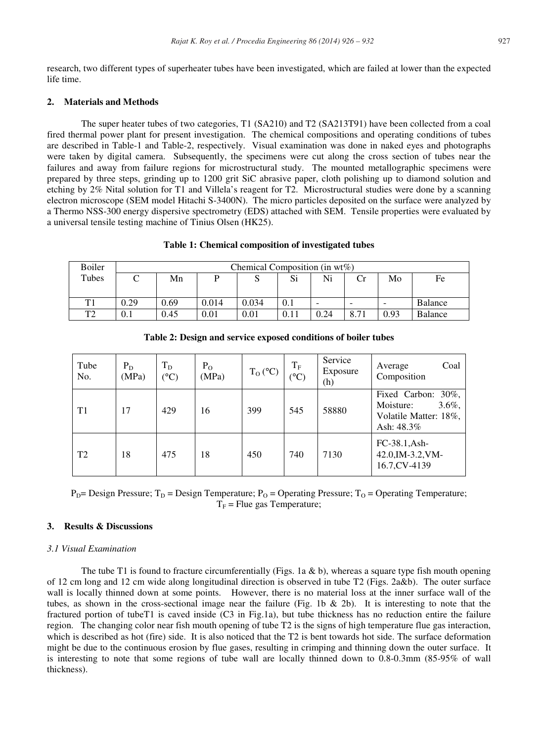research, two different types of superheater tubes have been investigated, which are failed at lower than the expected life time.

## 2. Materials and Methods

The super heater tubes of two categories, T1 (SA210) and T2 (SA213T91) have been collected from a coal fired thermal power plant for present investigation. The chemical compositions and operating conditions of tubes are described in Table-1 and Table-2, respectively. Visual examination was done in naked eyes and photographs were taken by digital camera. Subsequently, the specimens were cut along the cross section of tubes near the failures and away from failure regions for microstructural study. The mounted metallographic specimens were prepared by three steps, grinding up to 1200 grit SiC abrasive paper, cloth polishing up to diamond solution and etching by 2% Nital solution for T1 and Villela's reagent for T2. Microstructural studies were done by a scanning electron microscope (SEM model Hitachi S-3400N). The micro particles deposited on the surface were analyzed by a Thermo NSS-300 energy dispersive spectrometry (EDS) attached with SEM. Tensile properties were evaluated by a universal tensile testing machine of Tinius Olsen (HK25).

**Table 1: Chemical composition of investigated tubes**

| Boiler Tubes | Chemical Composition (in wt%) | | | | | | | | |
|---|---|---|---|---|---|---|---|---|---|
| | C | Mn | P | S | Si | Ni | Cr | Mo | Fe |
| T1 | 0.29 | 0.69 | 0.014 | 0.034 | 0.1 | - | - | - | Balance |
| T2 | 0.1 | 0.45 | 0.01 | 0.01 | 0.11 | 0.24 | 8.71 | 0.93 | Balance |

**Table 2: Design and service exposed conditions of boiler tubes**

| Tube No. | $P_D$ (MPa) | $T_D$ (°C) | $P_O$ (MPa) | $T_O$ (°C) | $T_F$ (°C) | Service Exposure (h) | Average Coal Composition |
|---|---|---|---|---|---|---|---|
| T1 | 17 | 429 | 16 | 399 | 545 | 58880 | Fixed Carbon: 30%, Moisture: 3.6%, Volatile Matter: 18%, Ash: 48.3% |
| T2 | 18 | 475 | 18 | 450 | 740 | 7130 | FC-38.1,Ash-42.0,IM-3.2,VM-16.7,CV-4139 |

$P_D$= Design Pressure; $T_D$ = Design Temperature; $P_O$ = Operating Pressure; $T_O$ = Operating Temperature; $T_F$ = Flue gas Temperature;

## 3. Results & Discussions

### *3.1 Visual Examination*

The tube T1 is found to fracture circumferentially (Figs. 1a & b), whereas a square type fish mouth opening of 12 cm long and 12 cm wide along longitudinal direction is observed in tube T2 (Figs. 2a&b). The outer surface wall is locally thinned down at some points. However, there is no material loss at the inner surface wall of the tubes, as shown in the cross-sectional image near the failure (Fig. 1b & 2b). It is interesting to note that the fractured portion of tubeT1 is caved inside (C3 in Fig.1a), but tube thickness has no reduction entire the failure region. The changing color near fish mouth opening of tube T2 is the signs of high temperature flue gas interaction, which is described as hot (fire) side. It is also noticed that the T2 is bent towards hot side. The surface deformation might be due to the continuous erosion by flue gases, resulting in crimping and thinning down the outer surface. It is interesting to note that some regions of tube wall are locally thinned down to 0.8-0.3mm (85-95% of wall thickness).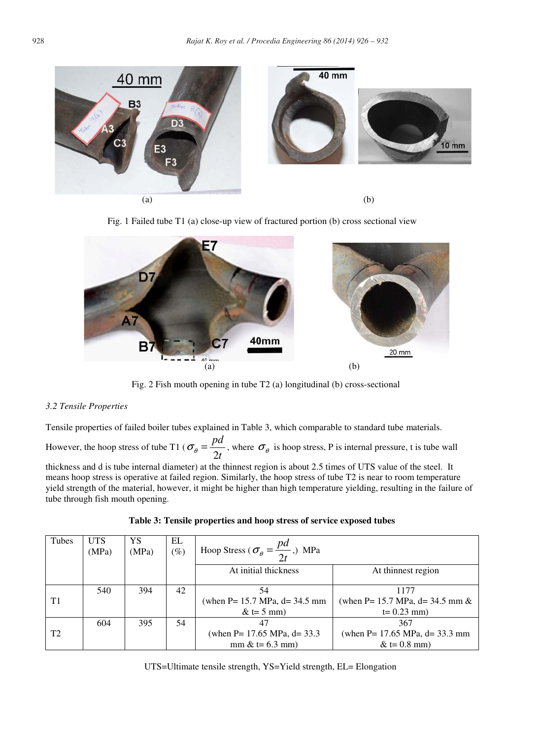Fig. 1 Failed tube T1 (a) close-up view of fractured portion (b) cross sectional view

Fig. 2 Fish mouth opening in tube T2 (a) longitudinal (b) cross-sectional

*3.2 Tensile Properties*

Tensile properties of failed boiler tubes explained in Table 3, which comparable to standard tube materials. However, the hoop stress of tube T1 ($\sigma_\theta = \frac{pd}{2t}$, where $\sigma_\theta$ is hoop stress, P is internal pressure, t is tube wall thickness and d is tube internal diameter) at the thinnest region is about 2.5 times of UTS value of the steel. It means hoop stress is operative at failed region. Similarly, the hoop stress of tube T2 is near to room temperature yield strength of the material, however, it might be higher than high temperature yielding, resulting in the failure of tube through fish mouth opening.

**Table 3: Tensile properties and hoop stress of service exposed tubes**

| Tubes | UTS (MPa) | YS (MPa) | EL (%) | Hoop Stress ($\sigma_\theta = \frac{pd}{2t}$,) MPa | |
|---|---|---|---|---|---|
| | | | | At initial thickness | At thinnest region |
| T1 | 540 | 394 | 42 | 54 (when P= 15.7 MPa, d= 34.5 mm & t= 5 mm) | 1177 (when P= 15.7 MPa, d= 34.5 mm & t= 0.23 mm) |
| T2 | 604 | 395 | 54 | 47 (when P= 17.65 MPa, d= 33.3 mm & t= 6.3 mm) | 367 (when P= 17.65 MPa, d= 33.3 mm & t= 0.8 mm) |

UTS=Ultimate tensile strength, YS=Yield strength, EL= Elongation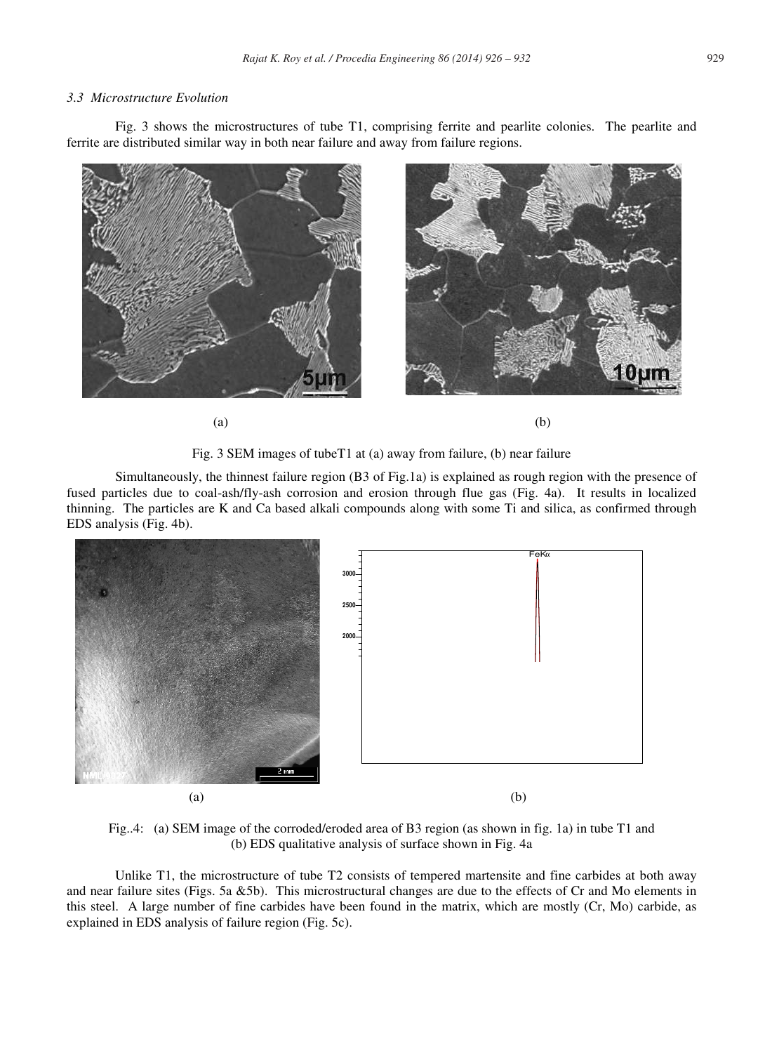### 3.3 Microstructure Evolution

Fig. 3 shows the microstructures of tube T1, comprising ferrite and pearlite colonies. The pearlite and ferrite are distributed similar way in both near failure and away from failure regions.

(a) (b)

Fig. 3 SEM images of tubeT1 at (a) away from failure, (b) near failure

Simultaneously, the thinnest failure region (B3 of Fig.1a) is explained as rough region with the presence of fused particles due to coal-ash/fly-ash corrosion and erosion through flue gas (Fig. 4a). It results in localized thinning. The particles are K and Ca based alkali compounds along with some Ti and silica, as confirmed through EDS analysis (Fig. 4b).

(a) (b)

Fig..4: (a) SEM image of the corroded/eroded area of B3 region (as shown in fig. 1a) in tube T1 and (b) EDS qualitative analysis of surface shown in Fig. 4a

Unlike T1, the microstructure of tube T2 consists of tempered martensite and fine carbides at both away and near failure sites (Figs. 5a &5b). This microstructural changes are due to the effects of Cr and Mo elements in this steel. A large number of fine carbides have been found in the matrix, which are mostly (Cr, Mo) carbide, as explained in EDS analysis of failure region (Fig. 5c).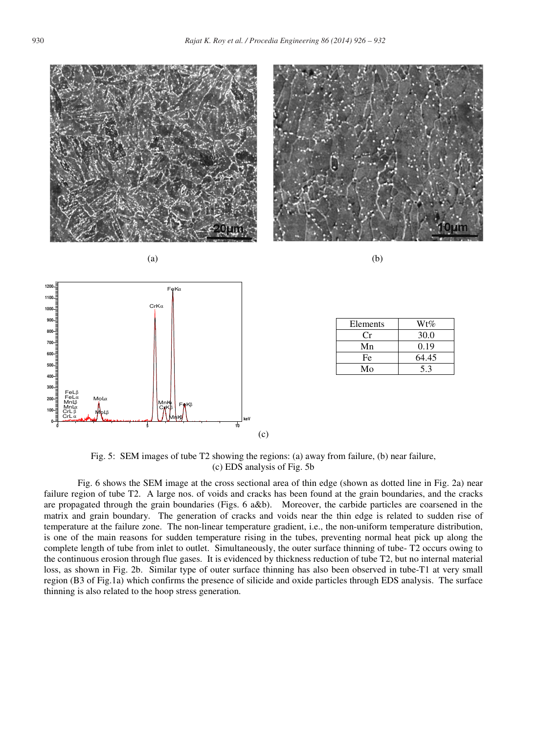(a)

(b)

(c)

| Elements | Wt% |
|---|---|
| Cr | 30.0 |
| Mn | 0.19 |
| Fe | 64.45 |
| Mo | 5.3 |

Fig. 5: SEM images of tube T2 showing the regions: (a) away from failure, (b) near failure, (c) EDS analysis of Fig. 5b

Fig. 6 shows the SEM image at the cross sectional area of thin edge (shown as dotted line in Fig. 2a) near failure region of tube T2. A large nos. of voids and cracks has been found at the grain boundaries, and the cracks are propagated through the grain boundaries (Figs. 6 a&b). Moreover, the carbide particles are coarsened in the matrix and grain boundary. The generation of cracks and voids near the thin edge is related to sudden rise of temperature at the failure zone. The non-linear temperature gradient, i.e., the non-uniform temperature distribution, is one of the main reasons for sudden temperature rising in the tubes, preventing normal heat pick up along the complete length of tube from inlet to outlet. Simultaneously, the outer surface thinning of tube- T2 occurs owing to the continuous erosion through flue gases. It is evidenced by thickness reduction of tube T2, but no internal material loss, as shown in Fig. 2b. Similar type of outer surface thinning has also been observed in tube-T1 at very small region (B3 of Fig.1a) which confirms the presence of silicide and oxide particles through EDS analysis. The surface thinning is also related to the hoop stress generation.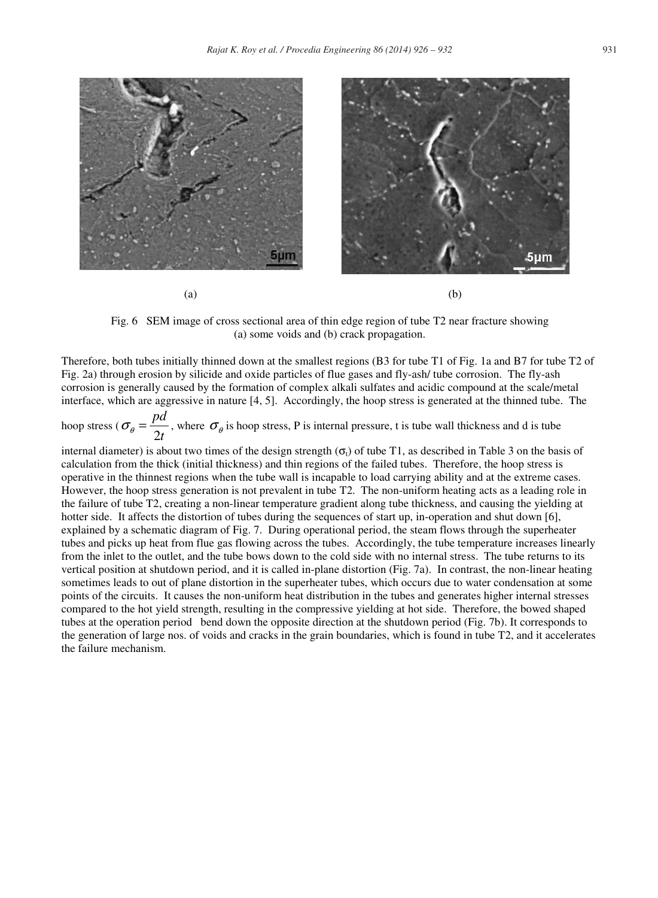(a)

(b)

Fig. 6 SEM image of cross sectional area of thin edge region of tube T2 near fracture showing (a) some voids and (b) crack propagation.

Therefore, both tubes initially thinned down at the smallest regions (B3 for tube T1 of Fig. 1a and B7 for tube T2 of Fig. 2a) through erosion by silicide and oxide particles of flue gases and fly-ash/ tube corrosion. The fly-ash corrosion is generally caused by the formation of complex alkali sulfates and acidic compound at the scale/metal interface, which are aggressive in nature [4, 5]. Accordingly, the hoop stress is generated at the thinned tube. The hoop stress ($\sigma_\theta = \frac{pd}{2t}$, where $\sigma_\theta$ is hoop stress, P is internal pressure, t is tube wall thickness and d is tube internal diameter) is about two times of the design strength ($\sigma_t$) of tube T1, as described in Table 3 on the basis of calculation from the thick (initial thickness) and thin regions of the failed tubes. Therefore, the hoop stress is operative in the thinnest regions when the tube wall is incapable to load carrying ability and at the extreme cases. However, the hoop stress generation is not prevalent in tube T2. The non-uniform heating acts as a leading role in the failure of tube T2, creating a non-linear temperature gradient along tube thickness, and causing the yielding at hotter side. It affects the distortion of tubes during the sequences of start up, in-operation and shut down [6], explained by a schematic diagram of Fig. 7. During operational period, the steam flows through the superheater tubes and picks up heat from flue gas flowing across the tubes. Accordingly, the tube temperature increases linearly from the inlet to the outlet, and the tube bows down to the cold side with no internal stress. The tube returns to its vertical position at shutdown period, and it is called in-plane distortion (Fig. 7a). In contrast, the non-linear heating sometimes leads to out of plane distortion in the superheater tubes, which occurs due to water condensation at some points of the circuits. It causes the non-uniform heat distribution in the tubes and generates higher internal stresses compared to the hot yield strength, resulting in the compressive yielding at hot side. Therefore, the bowed shaped tubes at the operation period bend down the opposite direction at the shutdown period (Fig. 7b). It corresponds to the generation of large nos. of voids and cracks in the grain boundaries, which is found in tube T2, and it accelerates the failure mechanism.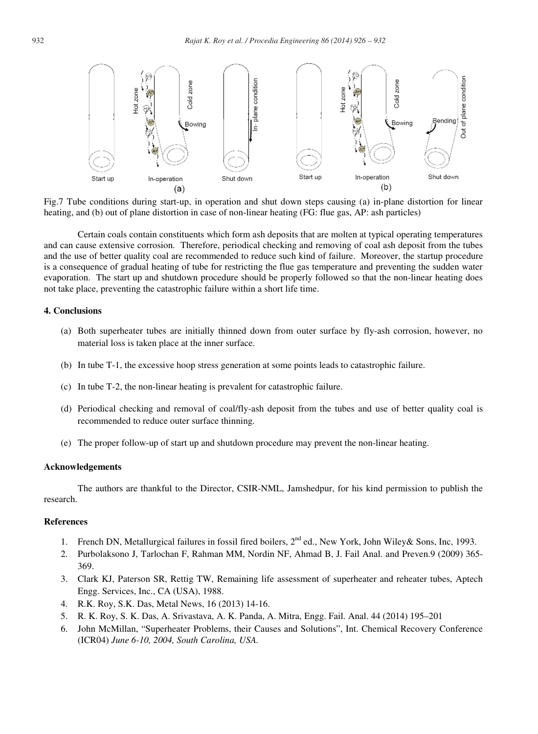Start up

In-operation

Shut down

(a)

Hot zone

Cold zone

Bowing

In- plane condition

Start up

In-operation

Shut down

(b)

Hot zone

Cold zone

Bowing

Bending

Out of plane condition

Fig.7 Tube conditions during start-up, in operation and shut down steps causing (a) in-plane distortion for linear heating, and (b) out of plane distortion in case of non-linear heating (FG: flue gas, AP: ash particles)

Certain coals contain constituents which form ash deposits that are molten at typical operating temperatures and can cause extensive corrosion. Therefore, periodical checking and removing of coal ash deposit from the tubes and the use of better quality coal are recommended to reduce such kind of failure. Moreover, the startup procedure is a consequence of gradual heating of tube for restricting the flue gas temperature and preventing the sudden water evaporation. The start up and shutdown procedure should be properly followed so that the non-linear heating does not take place, preventing the catastrophic failure within a short life time.

## 4. Conclusions

(a) Both superheater tubes are initially thinned down from outer surface by fly-ash corrosion, however, no material loss is taken place at the inner surface.

(b) In tube T-1, the excessive hoop stress generation at some points leads to catastrophic failure.

(c) In tube T-2, the non-linear heating is prevalent for catastrophic failure.

(d) Periodical checking and removal of coal/fly-ash deposit from the tubes and use of better quality coal is recommended to reduce outer surface thinning.

(e) The proper follow-up of start up and shutdown procedure may prevent the non-linear heating.

## Acknowledgements

The authors are thankful to the Director, CSIR-NML, Jamshedpur, for his kind permission to publish the research.

## References

1. French DN, Metallurgical failures in fossil fired boilers, 2nd ed., New York, John Wiley& Sons, Inc, 1993.
2. Purbolaksono J, Tarlochan F, Rahman MM, Nordin NF, Ahmad B, J. Fail Anal. and Preven.9 (2009) 365-369.
3. Clark KJ, Paterson SR, Rettig TW, Remaining life assessment of superheater and reheater tubes, Aptech Engg. Services, Inc., CA (USA), 1988.
4. R.K. Roy, S.K. Das, Metal News, 16 (2013) 14-16.
5. R. K. Roy, S. K. Das, A. Srivastava, A. K. Panda, A. Mitra, Engg. Fail. Anal. 44 (2014) 195–201
6. John McMillan, "Superheater Problems, their Causes and Solutions", Int. Chemical Recovery Conference (ICR04) *June 6-10, 2004, South Carolina, USA.*